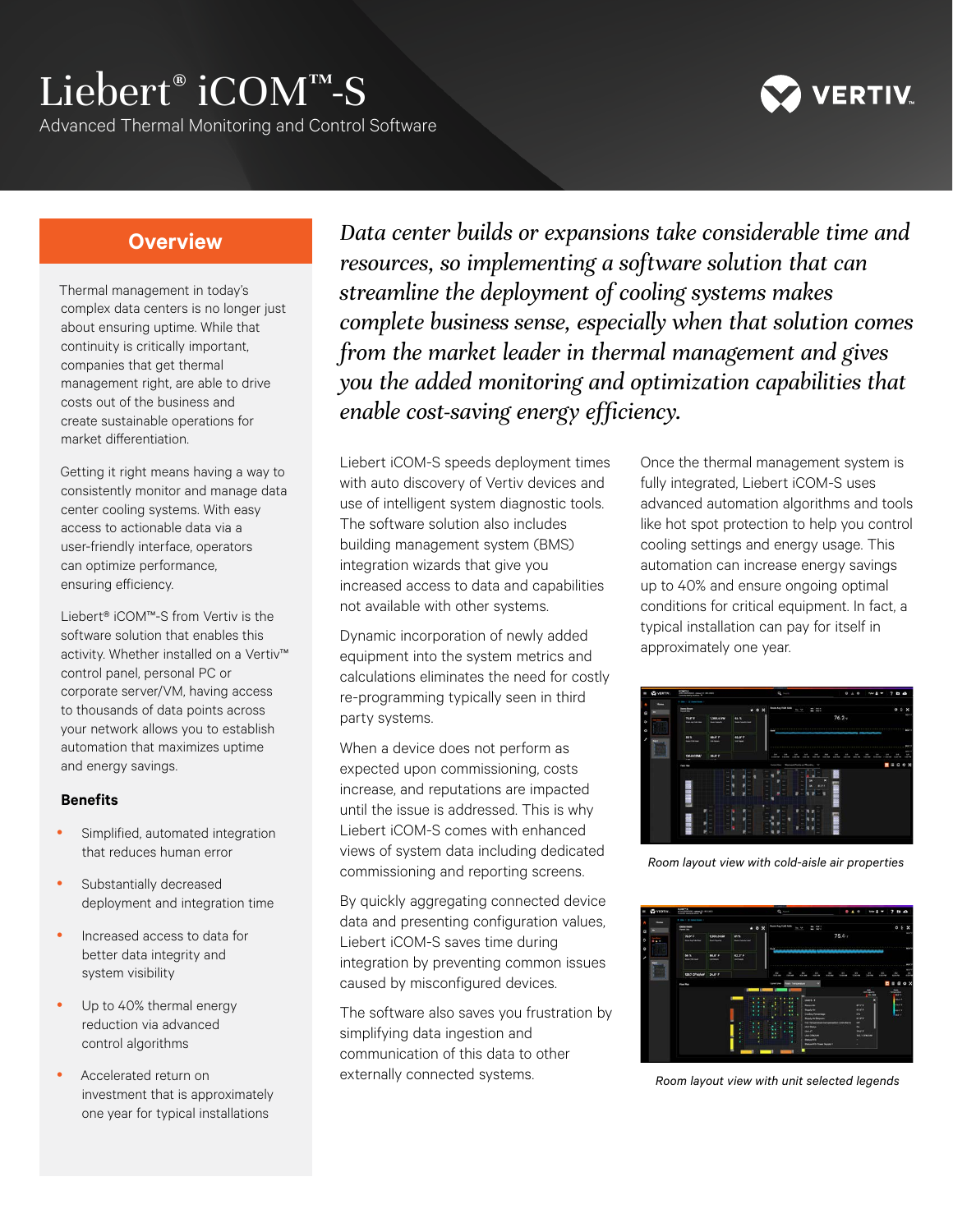# Liebert® iCOM™-S

Advanced Thermal Monitoring and Control Software

## Overview

Thermal management in today's complex data centers is no longer just about ensuring uptime. While that continuity is critically important, companies that get thermal management right, are able to drive costs out of the business and create sustainable operations for market differentiation.

Getting it right means having a way to consistently monitor and manage data center cooling systems. With easy access to actionable data via a user-friendly interface, operators can optimize performance, ensuring efficiency.

Liebert® iCOM™-S from Vertiv is the software solution that enables this activity. Whether installed on a Vertiv™ control panel, personal PC or corporate server/VM, having access to thousands of data points across your network allows you to establish automation that maximizes uptime and energy savings.

### Benefits

- Simplified, automated integration that reduces human error
- Substantially decreased deployment and integration time
- Increased access to data for better data integrity and system visibility
- Up to 40% thermal energy reduction via advanced control algorithms
- Accelerated return on investment that is approximately one year for typical installations

*Data center builds or expansions take considerable time and resources, so implementing a software solution that can streamline the deployment of cooling systems makes complete business sense, especially when that solution comes from the market leader in thermal management and gives you the added monitoring and optimization capabilities that enable cost-saving energy efficiency.*

Liebert iCOM-S speeds deployment times with auto discovery of Vertiv devices and use of intelligent system diagnostic tools. The software solution also includes building management system (BMS) integration wizards that give you increased access to data and capabilities not available with other systems.

Dynamic incorporation of newly added equipment into the system metrics and calculations eliminates the need for costly re-programming typically seen in third party systems.

When a device does not perform as expected upon commissioning, costs increase, and reputations are impacted until the issue is addressed. This is why Liebert iCOM-S comes with enhanced views of system data including dedicated commissioning and reporting screens.

By quickly aggregating connected device data and presenting configuration values, Liebert iCOM-S saves time during integration by preventing common issues caused by misconfigured devices.

The software also saves you frustration by simplifying data ingestion and communication of this data to other externally connected systems.

Once the thermal management system is fully integrated, Liebert iCOM-S uses advanced automation algorithms and tools like hot spot protection to help you control cooling settings and energy usage. This automation can increase energy savings up to 40% and ensure ongoing optimal conditions for critical equipment. In fact, a typical installation can pay for itself in approximately one year.

*Room layout view with cold-aisle air properties*

*Room layout view with unit selected legends*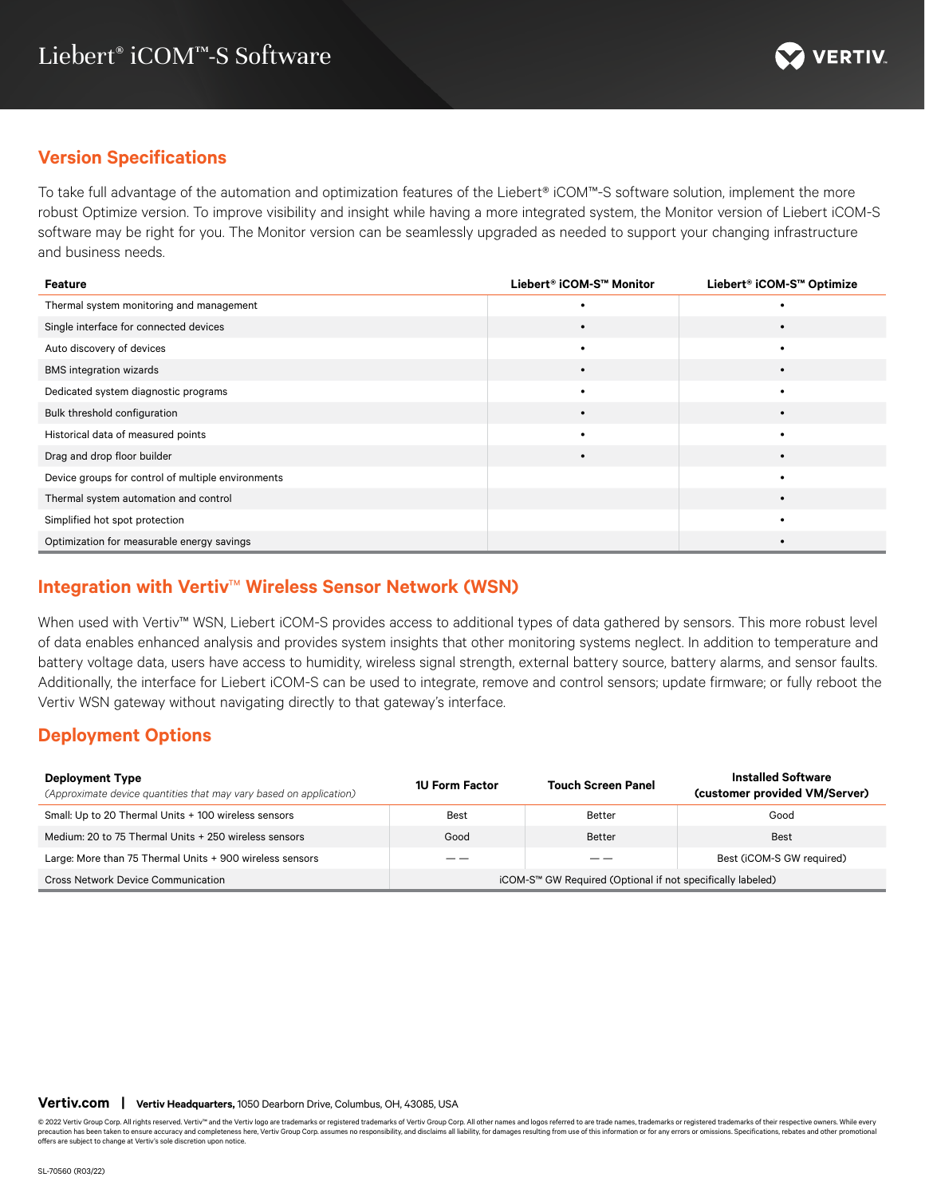# Liebert® iCOM™-S Software

## Version Specifications

To take full advantage of the automation and optimization features of the Liebert® iCOM™-S software solution, implement the more robust Optimize version. To improve visibility and insight while having a more integrated system, the Monitor version of Liebert iCOM-S software may be right for you. The Monitor version can be seamlessly upgraded as needed to support your changing infrastructure and business needs.

| Feature | Liebert® iCOM-S™ Monitor | Liebert® iCOM-S™ Optimize |
|---|---|---|
| Thermal system monitoring and management | • | • |
| Single interface for connected devices | • | • |
| Auto discovery of devices | • | • |
| BMS integration wizards | • | • |
| Dedicated system diagnostic programs | • | • |
| Bulk threshold configuration | • | • |
| Historical data of measured points | • | • |
| Drag and drop floor builder | • | • |
| Device groups for control of multiple environments | | • |
| Thermal system automation and control | | • |
| Simplified hot spot protection | | • |
| Optimization for measurable energy savings | | • |

## Integration with Vertiv™ Wireless Sensor Network (WSN)

When used with Vertiv™ WSN, Liebert iCOM-S provides access to additional types of data gathered by sensors. This more robust level of data enables enhanced analysis and provides system insights that other monitoring systems neglect. In addition to temperature and battery voltage data, users have access to humidity, wireless signal strength, external battery source, battery alarms, and sensor faults. Additionally, the interface for Liebert iCOM-S can be used to integrate, remove and control sensors; update firmware; or fully reboot the Vertiv WSN gateway without navigating directly to that gateway's interface.

## Deployment Options

| **Deployment Type** *(Approximate device quantities that may vary based on application)* | 1U Form Factor | Touch Screen Panel | Installed Software (customer provided VM/Server) |
|---|---|---|---|
| Small: Up to 20 Thermal Units + 100 wireless sensors | Best | Better | Good |
| Medium: 20 to 75 Thermal Units + 250 wireless sensors | Good | Better | Best |
| Large: More than 75 Thermal Units + 900 wireless sensors | — — | — — | Best (iCOM-S GW required) |
| Cross Network Device Communication | iCOM-S™ GW Required (Optional if not specifically labeled) | | |

**Vertiv.com** | **Vertiv Headquarters,** 1050 Dearborn Drive, Columbus, OH, 43085, USA

© 2022 Vertiv Group Corp. All rights reserved. Vertiv™ and the Vertiv logo are trademarks or registered trademarks of Vertiv Group Corp. All other names and logos referred to are trade names, trademarks or registered trademarks of their respective owners. While every precaution has been taken to ensure accuracy and completeness here, Vertiv Group Corp. assumes no responsibility, and disclaims all liability, for damages resulting from use of this information or for any errors or omissions. Specifications, rebates and other promotional offers are subject to change at Vertiv's sole discretion upon notice.

SL-70560 (R03/22)